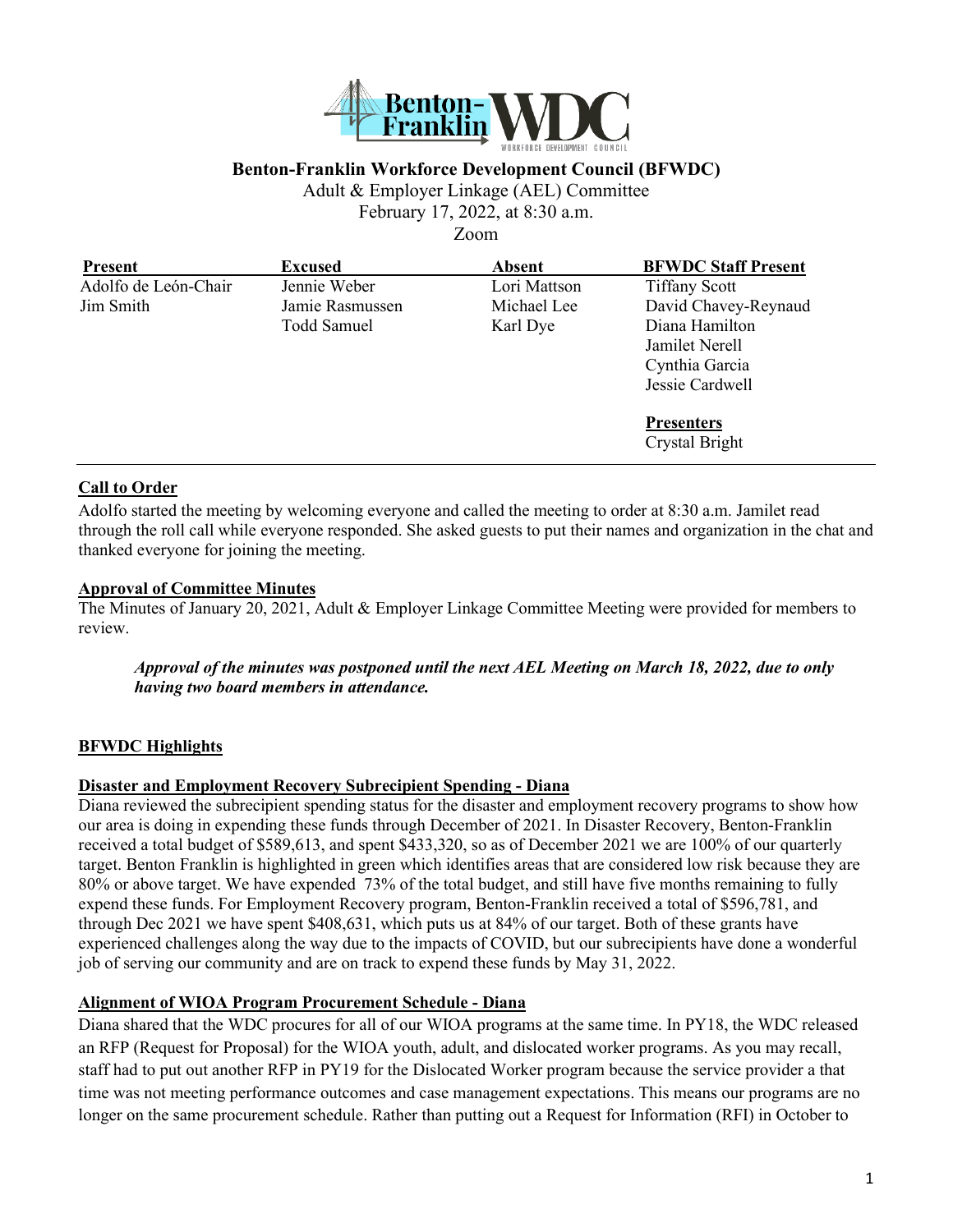# Benton-Franklin Workforce Development Council (BFWDC)

Adult & Employer Linkage (AEL) Committee
February 17, 2022, at 8:30 a.m.
Zoom

| Present | Excused | Absent | BFWDC Staff Present |
|---|---|---|---|
| Adolfo de León-Chair | Jennie Weber | Lori Mattson | Tiffany Scott |
| Jim Smith | Jamie Rasmussen | Michael Lee | David Chavey-Reynaud |
| | Todd Samuel | Karl Dye | Diana Hamilton |
| | | | Jamilet Nerell |
| | | | Cynthia Garcia |
| | | | Jessie Cardwell |
| | | | **Presenters** |
| | | | Crystal Bright |

## Call to Order

Adolfo started the meeting by welcoming everyone and called the meeting to order at 8:30 a.m. Jamilet read through the roll call while everyone responded. She asked guests to put their names and organization in the chat and thanked everyone for joining the meeting.

## Approval of Committee Minutes

The Minutes of January 20, 2021, Adult & Employer Linkage Committee Meeting were provided for members to review.

> ***Approval of the minutes was postponed until the next AEL Meeting on March 18, 2022, due to only having two board members in attendance.***

## BFWDC Highlights

### Disaster and Employment Recovery Subrecipient Spending - Diana

Diana reviewed the subrecipient spending status for the disaster and employment recovery programs to show how our area is doing in expending these funds through December of 2021. In Disaster Recovery, Benton-Franklin received a total budget of $589,613, and spent $433,320, so as of December 2021 we are 100% of our quarterly target. Benton Franklin is highlighted in green which identifies areas that are considered low risk because they are 80% or above target. We have expended 73% of the total budget, and still have five months remaining to fully expend these funds. For Employment Recovery program, Benton-Franklin received a total of $596,781, and through Dec 2021 we have spent $408,631, which puts us at 84% of our target. Both of these grants have experienced challenges along the way due to the impacts of COVID, but our subrecipients have done a wonderful job of serving our community and are on track to expend these funds by May 31, 2022.

### Alignment of WIOA Program Procurement Schedule - Diana

Diana shared that the WDC procures for all of our WIOA programs at the same time. In PY18, the WDC released an RFP (Request for Proposal) for the WIOA youth, adult, and dislocated worker programs. As you may recall, staff had to put out another RFP in PY19 for the Dislocated Worker program because the service provider a that time was not meeting performance outcomes and case management expectations. This means our programs are no longer on the same procurement schedule. Rather than putting out a Request for Information (RFI) in October to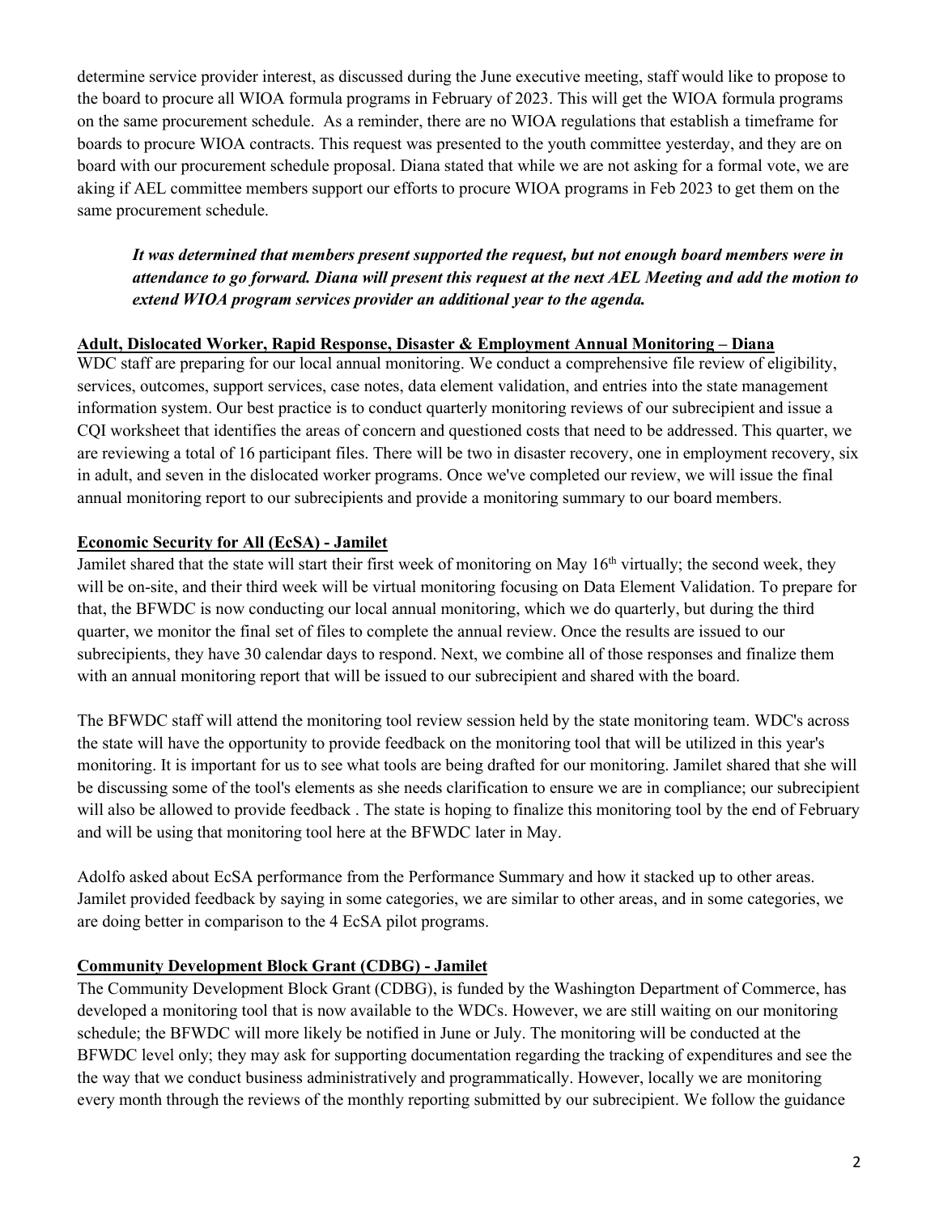determine service provider interest, as discussed during the June executive meeting, staff would like to propose to the board to procure all WIOA formula programs in February of 2023. This will get the WIOA formula programs on the same procurement schedule. As a reminder, there are no WIOA regulations that establish a timeframe for boards to procure WIOA contracts. This request was presented to the youth committee yesterday, and they are on board with our procurement schedule proposal. Diana stated that while we are not asking for a formal vote, we are aking if AEL committee members support our efforts to procure WIOA programs in Feb 2023 to get them on the same procurement schedule.

> ***It was determined that members present supported the request, but not enough board members were in attendance to go forward. Diana will present this request at the next AEL Meeting and add the motion to extend WIOA program services provider an additional year to the agenda.***

**Adult, Dislocated Worker, Rapid Response, Disaster & Employment Annual Monitoring – Diana**

WDC staff are preparing for our local annual monitoring. We conduct a comprehensive file review of eligibility, services, outcomes, support services, case notes, data element validation, and entries into the state management information system. Our best practice is to conduct quarterly monitoring reviews of our subrecipient and issue a CQI worksheet that identifies the areas of concern and questioned costs that need to be addressed. This quarter, we are reviewing a total of 16 participant files. There will be two in disaster recovery, one in employment recovery, six in adult, and seven in the dislocated worker programs. Once we've completed our review, we will issue the final annual monitoring report to our subrecipients and provide a monitoring summary to our board members.

**Economic Security for All (EcSA) - Jamilet**

Jamilet shared that the state will start their first week of monitoring on May 16th virtually; the second week, they will be on-site, and their third week will be virtual monitoring focusing on Data Element Validation. To prepare for that, the BFWDC is now conducting our local annual monitoring, which we do quarterly, but during the third quarter, we monitor the final set of files to complete the annual review. Once the results are issued to our subrecipients, they have 30 calendar days to respond. Next, we combine all of those responses and finalize them with an annual monitoring report that will be issued to our subrecipient and shared with the board.

The BFWDC staff will attend the monitoring tool review session held by the state monitoring team. WDC's across the state will have the opportunity to provide feedback on the monitoring tool that will be utilized in this year's monitoring. It is important for us to see what tools are being drafted for our monitoring. Jamilet shared that she will be discussing some of the tool's elements as she needs clarification to ensure we are in compliance; our subrecipient will also be allowed to provide feedback . The state is hoping to finalize this monitoring tool by the end of February and will be using that monitoring tool here at the BFWDC later in May.

Adolfo asked about EcSA performance from the Performance Summary and how it stacked up to other areas. Jamilet provided feedback by saying in some categories, we are similar to other areas, and in some categories, we are doing better in comparison to the 4 EcSA pilot programs.

**Community Development Block Grant (CDBG) - Jamilet**

The Community Development Block Grant (CDBG), is funded by the Washington Department of Commerce, has developed a monitoring tool that is now available to the WDCs. However, we are still waiting on our monitoring schedule; the BFWDC will more likely be notified in June or July. The monitoring will be conducted at the BFWDC level only; they may ask for supporting documentation regarding the tracking of expenditures and see the the way that we conduct business administratively and programmatically. However, locally we are monitoring every month through the reviews of the monthly reporting submitted by our subrecipient. We follow the guidance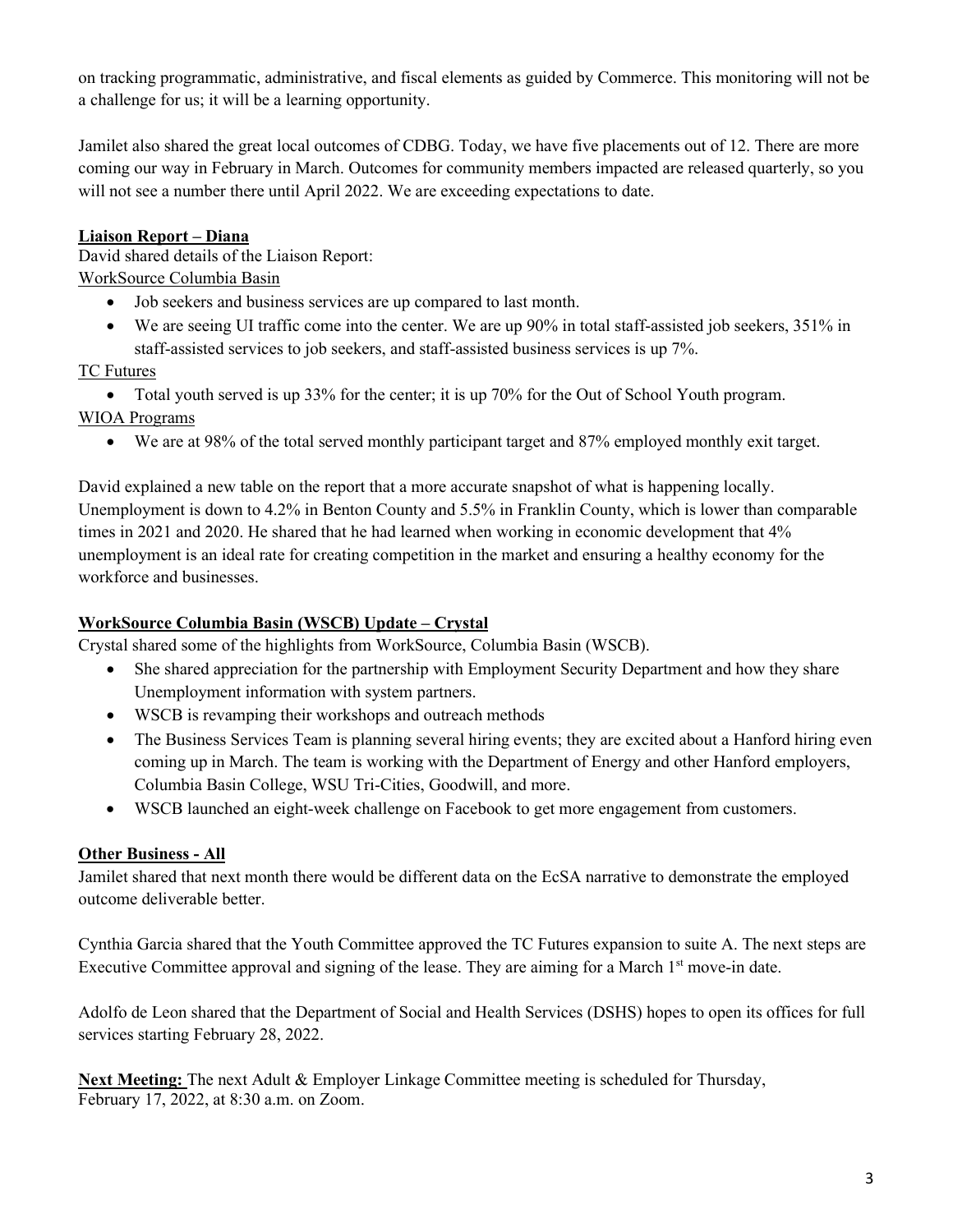on tracking programmatic, administrative, and fiscal elements as guided by Commerce. This monitoring will not be a challenge for us; it will be a learning opportunity.

Jamilet also shared the great local outcomes of CDBG. Today, we have five placements out of 12. There are more coming our way in February in March. Outcomes for community members impacted are released quarterly, so you will not see a number there until April 2022. We are exceeding expectations to date.

**<u>Liaison Report – Diana</u>**

David shared details of the Liaison Report:

<u>WorkSource Columbia Basin</u>

- Job seekers and business services are up compared to last month.
- We are seeing UI traffic come into the center. We are up 90% in total staff-assisted job seekers, 351% in staff-assisted services to job seekers, and staff-assisted business services is up 7%.

<u>TC Futures</u>

- Total youth served is up 33% for the center; it is up 70% for the Out of School Youth program.

<u>WIOA Programs</u>

- We are at 98% of the total served monthly participant target and 87% employed monthly exit target.

David explained a new table on the report that a more accurate snapshot of what is happening locally. Unemployment is down to 4.2% in Benton County and 5.5% in Franklin County, which is lower than comparable times in 2021 and 2020. He shared that he had learned when working in economic development that 4% unemployment is an ideal rate for creating competition in the market and ensuring a healthy economy for the workforce and businesses.

**<u>WorkSource Columbia Basin (WSCB) Update – Crystal</u>**

Crystal shared some of the highlights from WorkSource, Columbia Basin (WSCB).

- She shared appreciation for the partnership with Employment Security Department and how they share Unemployment information with system partners.
- WSCB is revamping their workshops and outreach methods
- The Business Services Team is planning several hiring events; they are excited about a Hanford hiring even coming up in March. The team is working with the Department of Energy and other Hanford employers, Columbia Basin College, WSU Tri-Cities, Goodwill, and more.
- WSCB launched an eight-week challenge on Facebook to get more engagement from customers.

**<u>Other Business - All</u>**

Jamilet shared that next month there would be different data on the EcSA narrative to demonstrate the employed outcome deliverable better.

Cynthia Garcia shared that the Youth Committee approved the TC Futures expansion to suite A. The next steps are Executive Committee approval and signing of the lease. They are aiming for a March 1st move-in date.

Adolfo de Leon shared that the Department of Social and Health Services (DSHS) hopes to open its offices for full services starting February 28, 2022.

**<u>Next Meeting:</u>** The next Adult & Employer Linkage Committee meeting is scheduled for Thursday, February 17, 2022, at 8:30 a.m. on Zoom.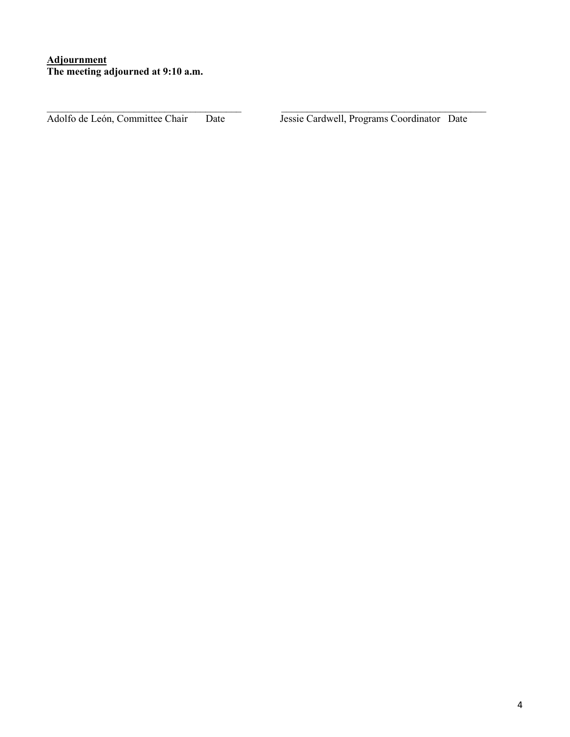**Adjournment**

**The meeting adjourned at 9:10 a.m.**

\_\_\_\_\_\_\_\_\_\_\_\_\_\_\_\_\_\_\_\_\_\_\_\_\_\_\_\_\_\_\_\_\_\_\_\_\_\_\_\_
Adolfo de León, Committee Chair     Date

\_\_\_\_\_\_\_\_\_\_\_\_\_\_\_\_\_\_\_\_\_\_\_\_\_\_\_\_\_\_\_\_\_\_\_\_\_\_\_\_
Jessie Cardwell, Programs Coordinator   Date